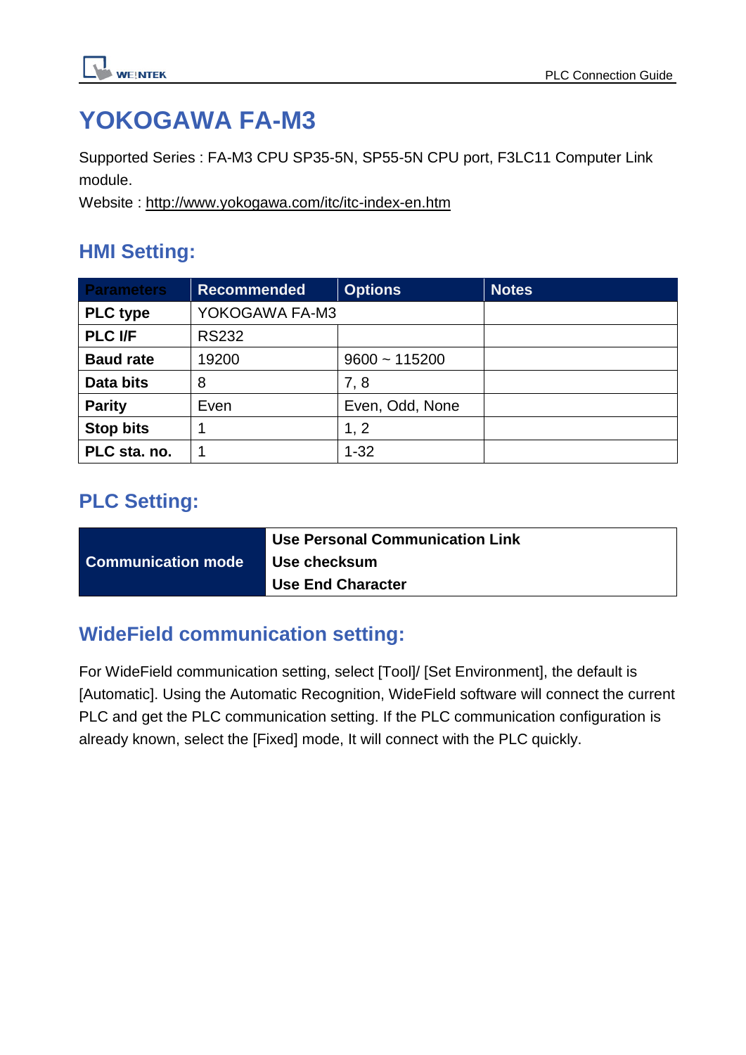# YOKOGAWA FA-M3

Supported Series : FA-M3 CPU SP35-5N, SP55-5N CPU port, F3LC11 Computer Link module.

Website : http://www.yokogawa.com/itc/itc-index-en.htm

## HMI Setting:

| Parameters | Recommended | Options | Notes |
|---|---|---|---|
| **PLC type** | YOKOGAWA FA-M3 | | |
| **PLC I/F** | RS232 | | |
| **Baud rate** | 19200 | 9600 ~ 115200 | |
| **Data bits** | 8 | 7, 8 | |
| **Parity** | Even | Even, Odd, None | |
| **Stop bits** | 1 | 1, 2 | |
| **PLC sta. no.** | 1 | 1-32 | |

## PLC Setting:

| Communication mode | Use Personal Communication Link<br>Use checksum<br>Use End Character |
|---|---|

## WideField communication setting:

For WideField communication setting, select [Tool]/ [Set Environment], the default is [Automatic]. Using the Automatic Recognition, WideField software will connect the current PLC and get the PLC communication setting. If the PLC communication configuration is already known, select the [Fixed] mode, It will connect with the PLC quickly.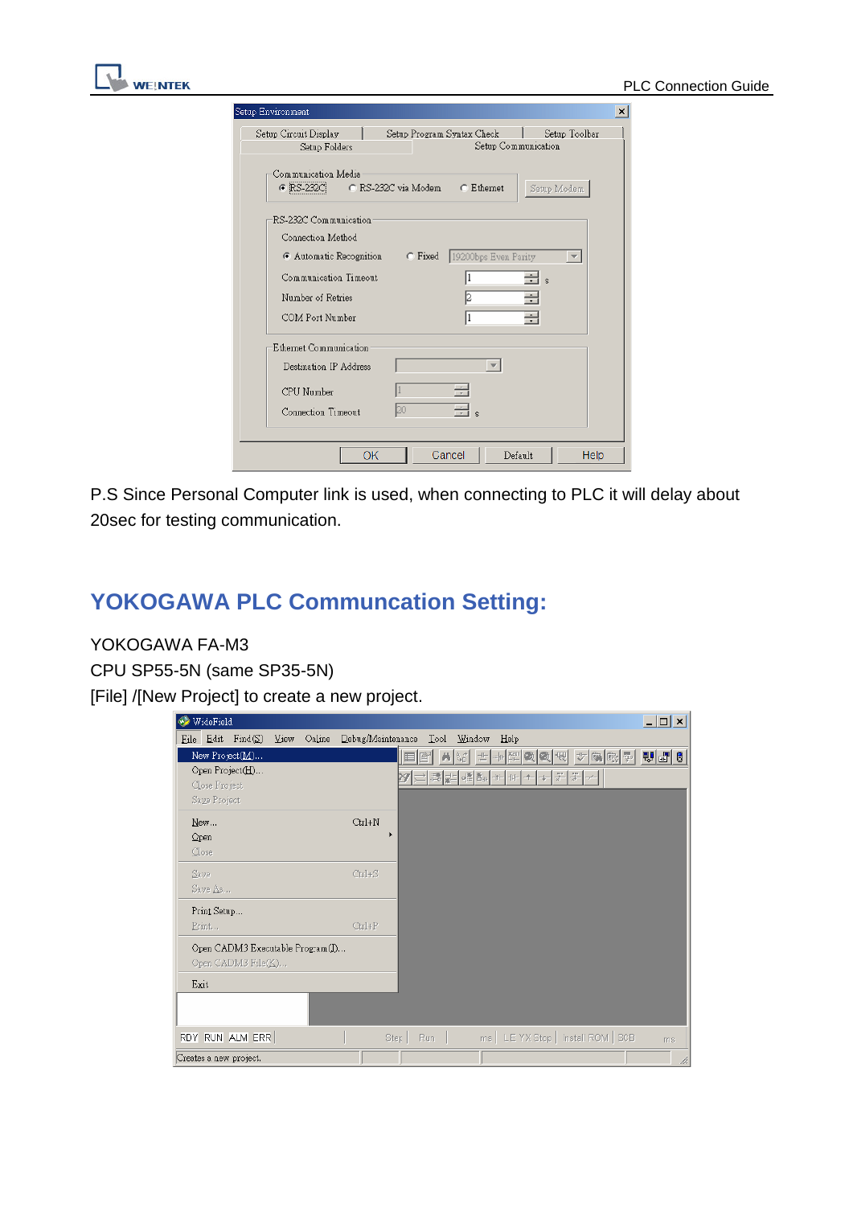P.S Since Personal Computer link is used, when connecting to PLC it will delay about 20sec for testing communication.

## YOKOGAWA PLC Communcation Setting:

YOKOGAWA FA-M3

CPU SP55-5N (same SP35-5N)

[File] /[New Project] to create a new project.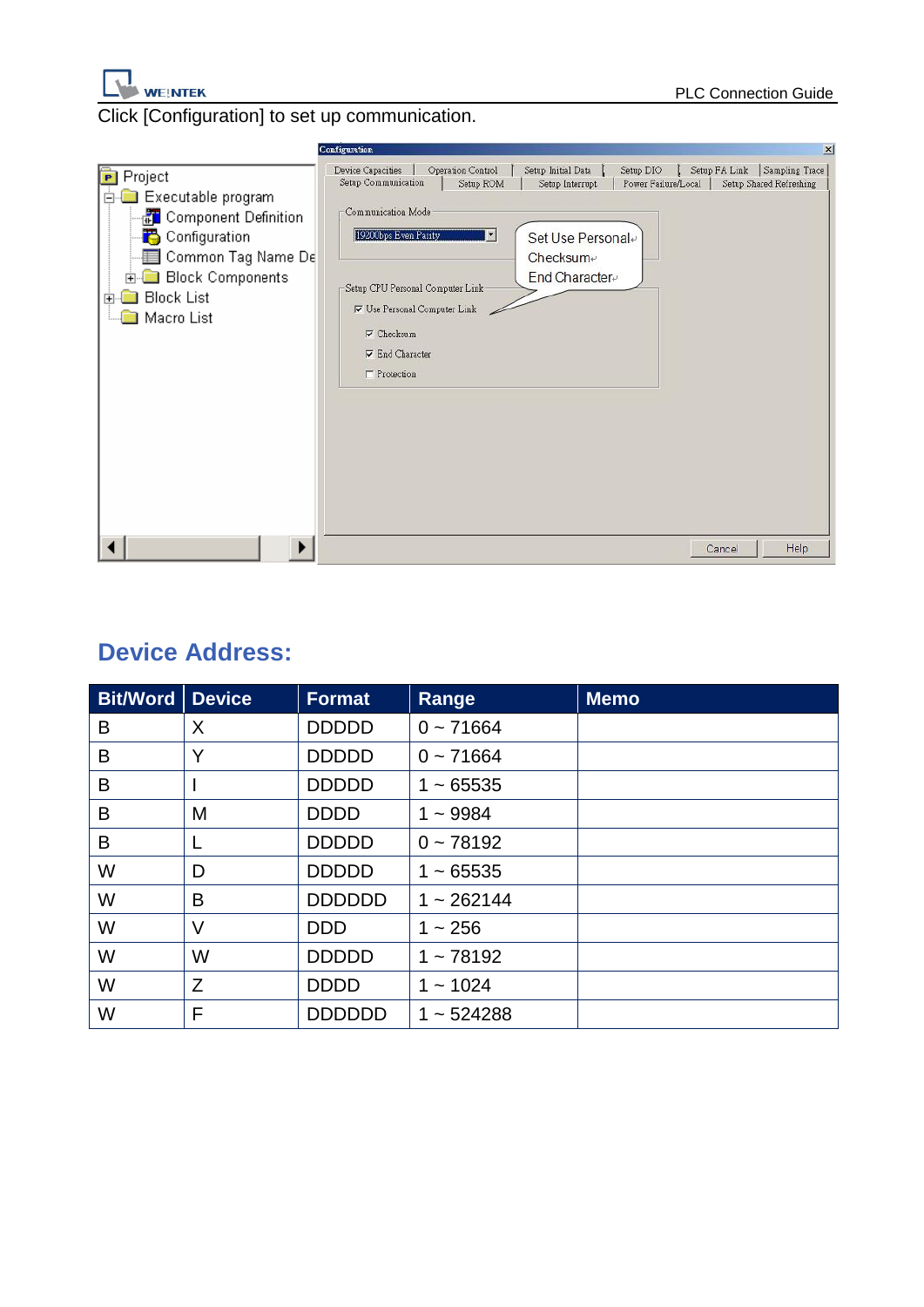Click [Configuration] to set up communication.

## Device Address:

| Bit/Word | Device | Format | Range | Memo |
|---|---|---|---|---|
| B | X | DDDDD | 0 ~ 71664 | |
| B | Y | DDDDD | 0 ~ 71664 | |
| B | I | DDDDD | 1 ~ 65535 | |
| B | M | DDDD | 1 ~ 9984 | |
| B | L | DDDDD | 0 ~ 78192 | |
| W | D | DDDDD | 1 ~ 65535 | |
| W | B | DDDDDD | 1 ~ 262144 | |
| W | V | DDD | 1 ~ 256 | |
| W | W | DDDDD | 1 ~ 78192 | |
| W | Z | DDDD | 1 ~ 1024 | |
| W | F | DDDDDD | 1 ~ 524288 | |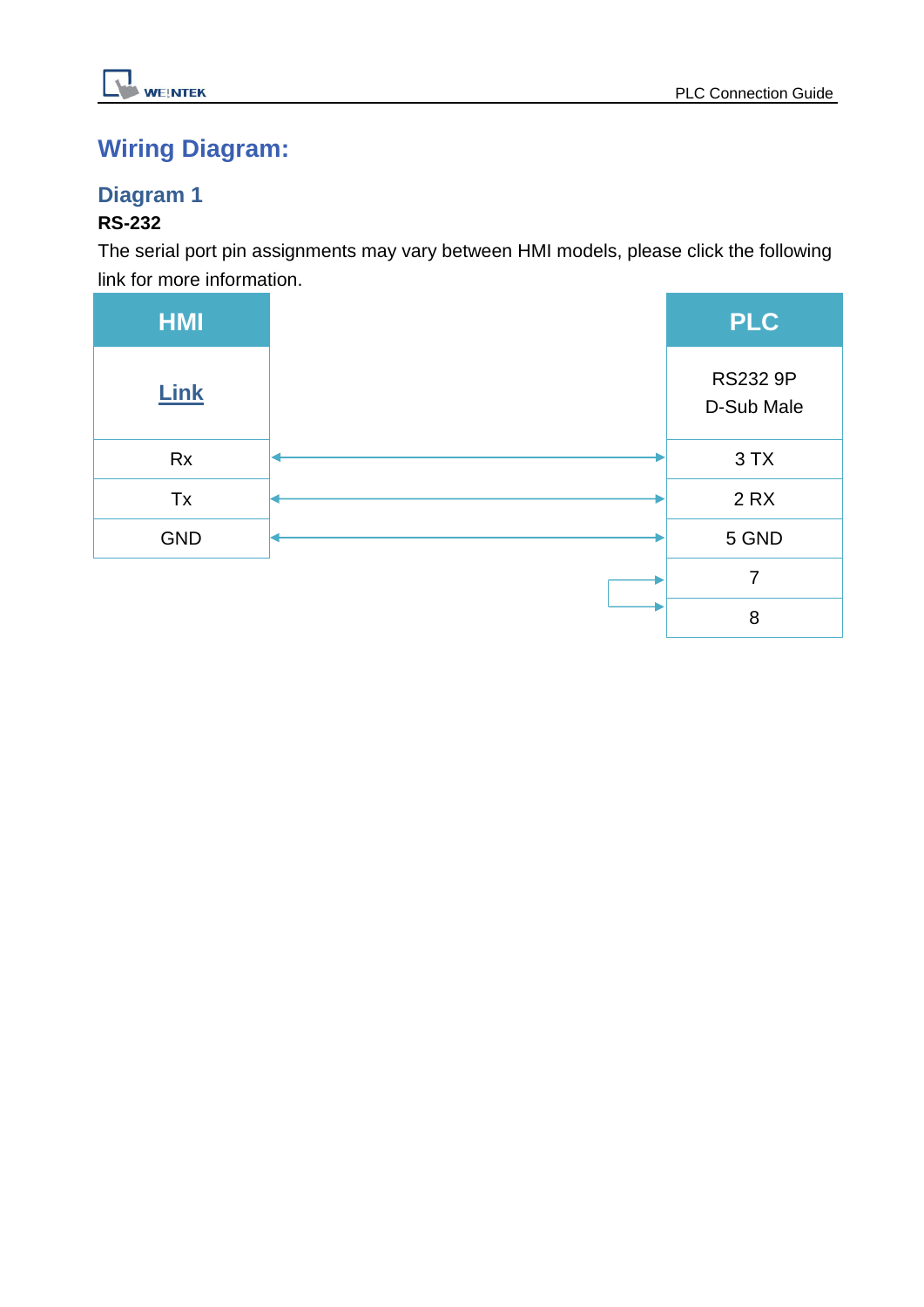## Wiring Diagram:

### Diagram 1

**RS-232**

The serial port pin assignments may vary between HMI models, please click the following link for more information.

| HMI | | PLC |
|---|---|---|
| Link | | RS232 9P D-Sub Male |
| Rx | ⟷ | 3 TX |
| Tx | ⟷ | 2 RX |
| GND | ⟷ | 5 GND |
| | ┐ | 7 |
| | ┘ | 8 |